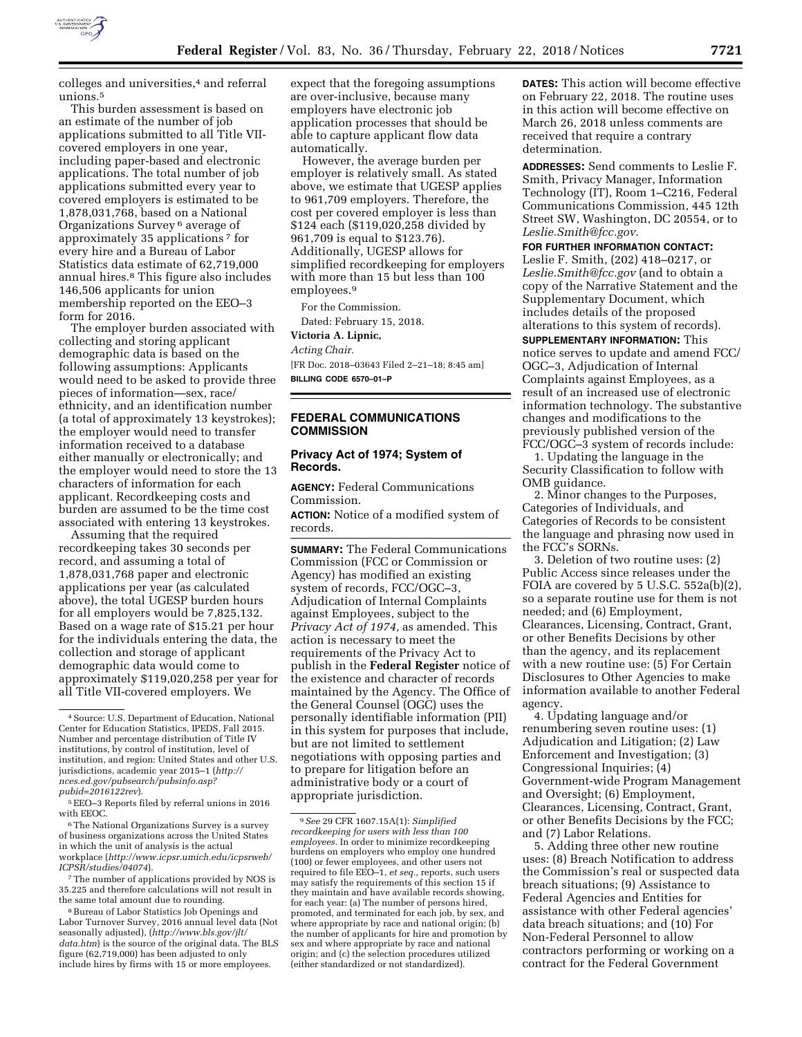colleges and universities,[4] and referral unions.[5]

This burden assessment is based on an estimate of the number of job applications submitted to all Title VII-covered employers in one year, including paper-based and electronic applications. The total number of job applications submitted every year to covered employers is estimated to be 1,878,031,768, based on a National Organizations Survey[6] average of approximately 35 applications[7] for every hire and a Bureau of Labor Statistics data estimate of 62,719,000 annual hires.[8] This figure also includes 146,506 applicants for union membership reported on the EEO–3 form for 2016.

The employer burden associated with collecting and storing applicant demographic data is based on the following assumptions: Applicants would need to be asked to provide three pieces of information—sex, race/ethnicity, and an identification number (a total of approximately 13 keystrokes); the employer would need to transfer information received to a database either manually or electronically; and the employer would need to store the 13 characters of information for each applicant. Recordkeeping costs and burden are assumed to be the time cost associated with entering 13 keystrokes.

Assuming that the required recordkeeping takes 30 seconds per record, and assuming a total of 1,878,031,768 paper and electronic applications per year (as calculated above), the total UGESP burden hours for all employers would be 7,825,132. Based on a wage rate of $15.21 per hour for the individuals entering the data, the collection and storage of applicant demographic data would come to approximately $119,020,258 per year for all Title VII-covered employers. We expect that the foregoing assumptions are over-inclusive, because many employers have electronic job application processes that should be able to capture applicant flow data automatically.

However, the average burden per employer is relatively small. As stated above, we estimate that UGESP applies to 961,709 employers. Therefore, the cost per covered employer is less than $124 each ($119,020,258 divided by 961,709 is equal to $123.76). Additionally, UGESP allows for simplified recordkeeping for employers with more than 15 but less than 100 employees.[9]

For the Commission.

Dated: February 15, 2018.

**Victoria A. Lipnic,**

*Acting Chair.*

[FR Doc. 2018–03643 Filed 2–21–18; 8:45 am]

**BILLING CODE 6570–01–P**

---

[4] Source: U.S. Department of Education, National Center for Education Statistics, IPEDS, Fall 2015. Number and percentage distribution of Title IV institutions, by control of institution, level of institution, and region: United States and other U.S. jurisdictions, academic year 2015–1 (*http://nces.ed.gov/pubsearch/pubsinfo.asp?pubid=2016122rev*).

[5] EEO–3 Reports filed by referral unions in 2016 with EEOC.

[6] The National Organizations Survey is a survey of business organizations across the United States in which the unit of analysis is the actual workplace (*http://www.icpsr.umich.edu/icpsrweb/ICPSR/studies/04074*).

[7] The number of applications provided by NOS is 35.225 and therefore calculations will not result in the same total amount due to rounding.

[8] Bureau of Labor Statistics Job Openings and Labor Turnover Survey, 2016 annual level data (Not seasonally adjusted), (*http://www.bls.gov/jlt/data.htm*) is the source of the original data. The BLS figure (62,719,000) has been adjusted to only include hires by firms with 15 or more employees.

[9] *See* 29 CFR 1607.15A(1): *Simplified recordkeeping for users with less than 100 employees.* In order to minimize recordkeeping burdens on employers who employ one hundred (100) or fewer employees, and other users not required to file EEO–1, *et seq.,* reports, such users may satisfy the requirements of this section 15 if they maintain and have available records showing, for each year: (a) The number of persons hired, promoted, and terminated for each job, by sex, and where appropriate by race and national origin; (b) the number of applicants for hire and promotion by sex and where appropriate by race and national origin; and (c) the selection procedures utilized (either standardized or not standardized).

---

## FEDERAL COMMUNICATIONS COMMISSION

### Privacy Act of 1974; System of Records.

**AGENCY:** Federal Communications Commission.

**ACTION:** Notice of a modified system of records.

**SUMMARY:** The Federal Communications Commission (FCC or Commission or Agency) has modified an existing system of records, FCC/OGC–3, Adjudication of Internal Complaints against Employees, subject to the *Privacy Act of 1974,* as amended. This action is necessary to meet the requirements of the Privacy Act to publish in the **Federal Register** notice of the existence and character of records maintained by the Agency. The Office of the General Counsel (OGC) uses the personally identifiable information (PII) in this system for purposes that include, but are not limited to settlement negotiations with opposing parties and to prepare for litigation before an administrative body or a court of appropriate jurisdiction.

**DATES:** This action will become effective on February 22, 2018. The routine uses in this action will become effective on March 26, 2018 unless comments are received that require a contrary determination.

**ADDRESSES:** Send comments to Leslie F. Smith, Privacy Manager, Information Technology (IT), Room 1–C216, Federal Communications Commission, 445 12th Street SW, Washington, DC 20554, or to *Leslie.Smith@fcc.gov*.

**FOR FURTHER INFORMATION CONTACT:** Leslie F. Smith, (202) 418–0217, or *Leslie.Smith@fcc.gov* (and to obtain a copy of the Narrative Statement and the Supplementary Document, which includes details of the proposed alterations to this system of records).

**SUPPLEMENTARY INFORMATION:** This notice serves to update and amend FCC/OGC–3, Adjudication of Internal Complaints against Employees, as a result of an increased use of electronic information technology. The substantive changes and modifications to the previously published version of the FCC/OGC–3 system of records include:

1. Updating the language in the Security Classification to follow with OMB guidance.

2. Minor changes to the Purposes, Categories of Individuals, and Categories of Records to be consistent the language and phrasing now used in the FCC's SORNs.

3. Deletion of two routine uses: (2) Public Access since releases under the FOIA are covered by 5 U.S.C. 552a(b)(2), so a separate routine use for them is not needed; and (6) Employment, Clearances, Licensing, Contract, Grant, or other Benefits Decisions by other than the agency, and its replacement with a new routine use: (5) For Certain Disclosures to Other Agencies to make information available to another Federal agency.

4. Updating language and/or renumbering seven routine uses: (1) Adjudication and Litigation; (2) Law Enforcement and Investigation; (3) Congressional Inquiries; (4) Government-wide Program Management and Oversight; (6) Employment, Clearances, Licensing, Contract, Grant, or other Benefits Decisions by the FCC; and (7) Labor Relations.

5. Adding three other new routine uses: (8) Breach Notification to address the Commission's real or suspected data breach situations; (9) Assistance to Federal Agencies and Entities for assistance with other Federal agencies' data breach situations; and (10) For Non-Federal Personnel to allow contractors performing or working on a contract for the Federal Government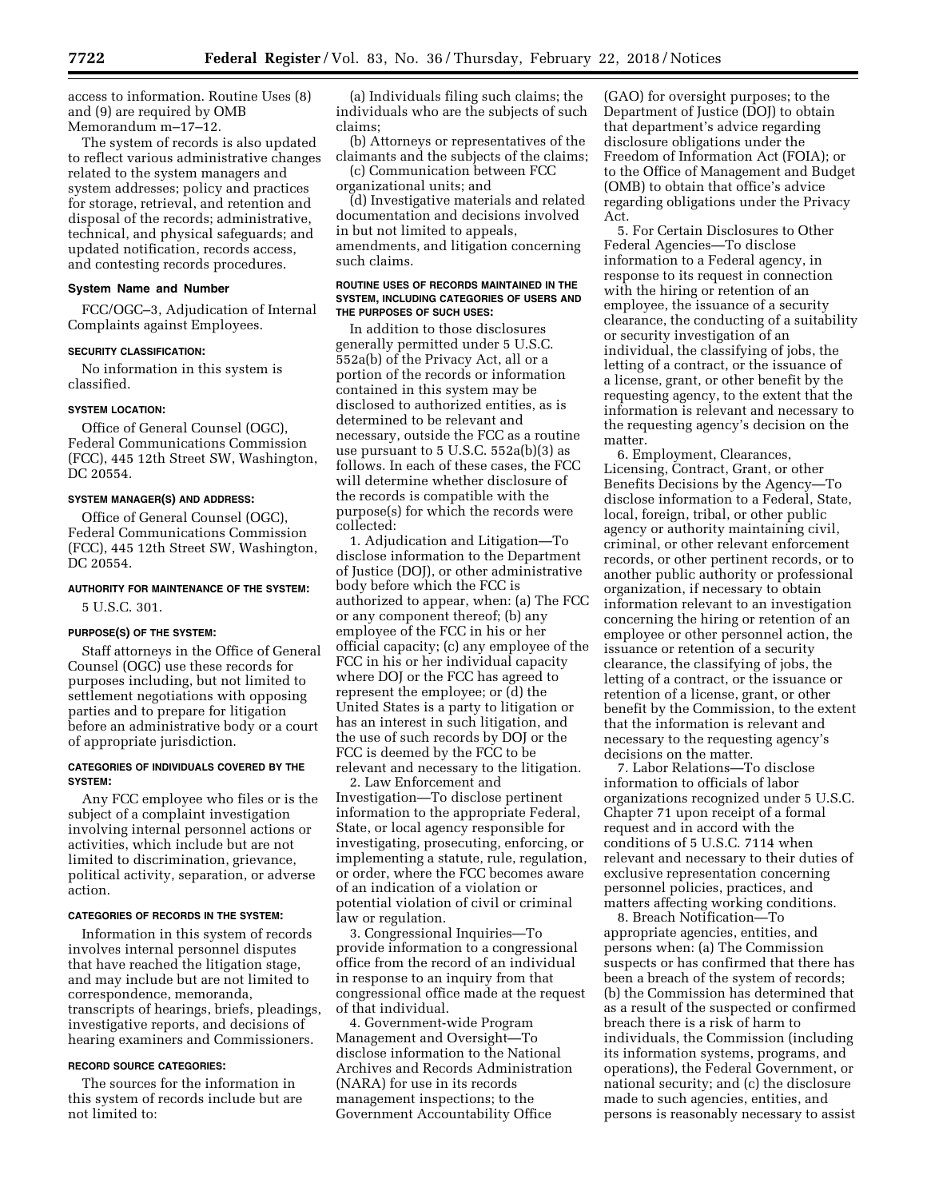access to information. Routine Uses (8) and (9) are required by OMB Memorandum m–17–12.

The system of records is also updated to reflect various administrative changes related to the system managers and system addresses; policy and practices for storage, retrieval, and retention and disposal of the records; administrative, technical, and physical safeguards; and updated notification, records access, and contesting records procedures.

### System Name and Number

FCC/OGC–3, Adjudication of Internal Complaints against Employees.

#### SECURITY CLASSIFICATION:

No information in this system is classified.

#### SYSTEM LOCATION:

Office of General Counsel (OGC), Federal Communications Commission (FCC), 445 12th Street SW, Washington, DC 20554.

#### SYSTEM MANAGER(S) AND ADDRESS:

Office of General Counsel (OGC), Federal Communications Commission (FCC), 445 12th Street SW, Washington, DC 20554.

#### AUTHORITY FOR MAINTENANCE OF THE SYSTEM:

5 U.S.C. 301.

#### PURPOSE(S) OF THE SYSTEM:

Staff attorneys in the Office of General Counsel (OGC) use these records for purposes including, but not limited to settlement negotiations with opposing parties and to prepare for litigation before an administrative body or a court of appropriate jurisdiction.

#### CATEGORIES OF INDIVIDUALS COVERED BY THE SYSTEM:

Any FCC employee who files or is the subject of a complaint investigation involving internal personnel actions or activities, which include but are not limited to discrimination, grievance, political activity, separation, or adverse action.

#### CATEGORIES OF RECORDS IN THE SYSTEM:

Information in this system of records involves internal personnel disputes that have reached the litigation stage, and may include but are not limited to correspondence, memoranda, transcripts of hearings, briefs, pleadings, investigative reports, and decisions of hearing examiners and Commissioners.

#### RECORD SOURCE CATEGORIES:

The sources for the information in this system of records include but are not limited to:

(a) Individuals filing such claims; the individuals who are the subjects of such claims;

(b) Attorneys or representatives of the claimants and the subjects of the claims;

(c) Communication between FCC organizational units; and

(d) Investigative materials and related documentation and decisions involved in but not limited to appeals, amendments, and litigation concerning such claims.

#### ROUTINE USES OF RECORDS MAINTAINED IN THE SYSTEM, INCLUDING CATEGORIES OF USERS AND THE PURPOSES OF SUCH USES:

In addition to those disclosures generally permitted under 5 U.S.C. 552a(b) of the Privacy Act, all or a portion of the records or information contained in this system may be disclosed to authorized entities, as is determined to be relevant and necessary, outside the FCC as a routine use pursuant to 5 U.S.C. 552a(b)(3) as follows. In each of these cases, the FCC will determine whether disclosure of the records is compatible with the purpose(s) for which the records were collected:

1. Adjudication and Litigation—To disclose information to the Department of Justice (DOJ), or other administrative body before which the FCC is authorized to appear, when: (a) The FCC or any component thereof; (b) any employee of the FCC in his or her official capacity; (c) any employee of the FCC in his or her individual capacity where DOJ or the FCC has agreed to represent the employee; or (d) the United States is a party to litigation or has an interest in such litigation, and the use of such records by DOJ or the FCC is deemed by the FCC to be relevant and necessary to the litigation.

2. Law Enforcement and Investigation—To disclose pertinent information to the appropriate Federal, State, or local agency responsible for investigating, prosecuting, enforcing, or implementing a statute, rule, regulation, or order, where the FCC becomes aware of an indication of a violation or potential violation of civil or criminal law or regulation.

3. Congressional Inquiries—To provide information to a congressional office from the record of an individual in response to an inquiry from that congressional office made at the request of that individual.

4. Government-wide Program Management and Oversight—To disclose information to the National Archives and Records Administration (NARA) for use in its records management inspections; to the Government Accountability Office (GAO) for oversight purposes; to the Department of Justice (DOJ) to obtain that department's advice regarding disclosure obligations under the Freedom of Information Act (FOIA); or to the Office of Management and Budget (OMB) to obtain that office's advice regarding obligations under the Privacy Act.

5. For Certain Disclosures to Other Federal Agencies—To disclose information to a Federal agency, in response to its request in connection with the hiring or retention of an employee, the issuance of a security clearance, the conducting of a suitability or security investigation of an individual, the classifying of jobs, the letting of a contract, or the issuance of a license, grant, or other benefit by the requesting agency, to the extent that the information is relevant and necessary to the requesting agency's decision on the matter.

6. Employment, Clearances, Licensing, Contract, Grant, or other Benefits Decisions by the Agency—To disclose information to a Federal, State, local, foreign, tribal, or other public agency or authority maintaining civil, criminal, or other relevant enforcement records, or other pertinent records, or to another public authority or professional organization, if necessary to obtain information relevant to an investigation concerning the hiring or retention of an employee or other personnel action, the issuance or retention of a security clearance, the classifying of jobs, the letting of a contract, or the issuance or retention of a license, grant, or other benefit by the Commission, to the extent that the information is relevant and necessary to the requesting agency's decisions on the matter.

7. Labor Relations—To disclose information to officials of labor organizations recognized under 5 U.S.C. Chapter 71 upon receipt of a formal request and in accord with the conditions of 5 U.S.C. 7114 when relevant and necessary to their duties of exclusive representation concerning personnel policies, practices, and matters affecting working conditions.

8. Breach Notification—To appropriate agencies, entities, and persons when: (a) The Commission suspects or has confirmed that there has been a breach of the system of records; (b) the Commission has determined that as a result of the suspected or confirmed breach there is a risk of harm to individuals, the Commission (including its information systems, programs, and operations), the Federal Government, or national security; and (c) the disclosure made to such agencies, entities, and persons is reasonably necessary to assist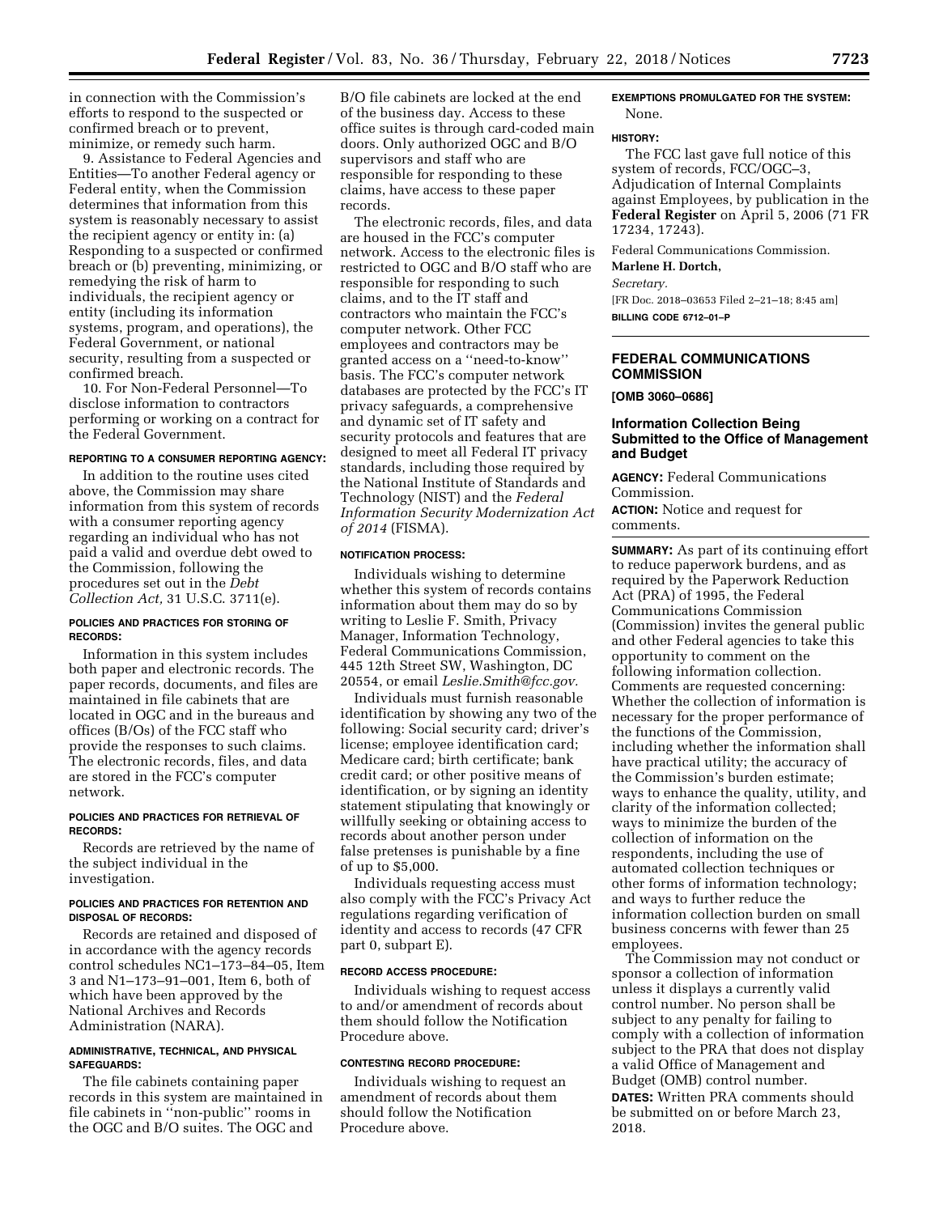in connection with the Commission's efforts to respond to the suspected or confirmed breach or to prevent, minimize, or remedy such harm.

9. Assistance to Federal Agencies and Entities—To another Federal agency or Federal entity, when the Commission determines that information from this system is reasonably necessary to assist the recipient agency or entity in: (a) Responding to a suspected or confirmed breach or (b) preventing, minimizing, or remedying the risk of harm to individuals, the recipient agency or entity (including its information systems, program, and operations), the Federal Government, or national security, resulting from a suspected or confirmed breach.

10. For Non-Federal Personnel—To disclose information to contractors performing or working on a contract for the Federal Government.

#### REPORTING TO A CONSUMER REPORTING AGENCY:

In addition to the routine uses cited above, the Commission may share information from this system of records with a consumer reporting agency regarding an individual who has not paid a valid and overdue debt owed to the Commission, following the procedures set out in the *Debt Collection Act,* 31 U.S.C. 3711(e).

#### POLICIES AND PRACTICES FOR STORING OF RECORDS:

Information in this system includes both paper and electronic records. The paper records, documents, and files are maintained in file cabinets that are located in OGC and in the bureaus and offices (B/Os) of the FCC staff who provide the responses to such claims. The electronic records, files, and data are stored in the FCC's computer network.

#### POLICIES AND PRACTICES FOR RETRIEVAL OF RECORDS:

Records are retrieved by the name of the subject individual in the investigation.

#### POLICIES AND PRACTICES FOR RETENTION AND DISPOSAL OF RECORDS:

Records are retained and disposed of in accordance with the agency records control schedules NC1–173–84–05, Item 3 and N1–173–91–001, Item 6, both of which have been approved by the National Archives and Records Administration (NARA).

#### ADMINISTRATIVE, TECHNICAL, AND PHYSICAL SAFEGUARDS:

The file cabinets containing paper records in this system are maintained in file cabinets in "non-public" rooms in the OGC and B/O suites. The OGC and B/O file cabinets are locked at the end of the business day. Access to these office suites is through card-coded main doors. Only authorized OGC and B/O supervisors and staff who are responsible for responding to these claims, have access to these paper records.

The electronic records, files, and data are housed in the FCC's computer network. Access to the electronic files is restricted to OGC and B/O staff who are responsible for responding to such claims, and to the IT staff and contractors who maintain the FCC's computer network. Other FCC employees and contractors may be granted access on a "need-to-know" basis. The FCC's computer network databases are protected by the FCC's IT privacy safeguards, a comprehensive and dynamic set of IT safety and security protocols and features that are designed to meet all Federal IT privacy standards, including those required by the National Institute of Standards and Technology (NIST) and the *Federal Information Security Modernization Act of 2014* (FISMA).

#### NOTIFICATION PROCESS:

Individuals wishing to determine whether this system of records contains information about them may do so by writing to Leslie F. Smith, Privacy Manager, Information Technology, Federal Communications Commission, 445 12th Street SW, Washington, DC 20554, or email *Leslie.Smith@fcc.gov.*

Individuals must furnish reasonable identification by showing any two of the following: Social security card; driver's license; employee identification card; Medicare card; birth certificate; bank credit card; or other positive means of identification, or by signing an identity statement stipulating that knowingly or willfully seeking or obtaining access to records about another person under false pretenses is punishable by a fine of up to $5,000.

Individuals requesting access must also comply with the FCC's Privacy Act regulations regarding verification of identity and access to records (47 CFR part 0, subpart E).

#### RECORD ACCESS PROCEDURE:

Individuals wishing to request access to and/or amendment of records about them should follow the Notification Procedure above.

#### CONTESTING RECORD PROCEDURE:

Individuals wishing to request an amendment of records about them should follow the Notification Procedure above.

#### EXEMPTIONS PROMULGATED FOR THE SYSTEM:

None.

#### HISTORY:

The FCC last gave full notice of this system of records, FCC/OGC–3, Adjudication of Internal Complaints against Employees, by publication in the **Federal Register** on April 5, 2006 (71 FR 17234, 17243).

Federal Communications Commission.

**Marlene H. Dortch,**

*Secretary.*

[FR Doc. 2018–03653 Filed 2–21–18; 8:45 am]

**BILLING CODE 6712–01–P**

---

## FEDERAL COMMUNICATIONS COMMISSION

**[OMB 3060–0686]**

## Information Collection Being Submitted to the Office of Management and Budget

**AGENCY:** Federal Communications Commission.

**ACTION:** Notice and request for comments.

**SUMMARY:** As part of its continuing effort to reduce paperwork burdens, and as required by the Paperwork Reduction Act (PRA) of 1995, the Federal Communications Commission (Commission) invites the general public and other Federal agencies to take this opportunity to comment on the following information collection. Comments are requested concerning: Whether the collection of information is necessary for the proper performance of the functions of the Commission, including whether the information shall have practical utility; the accuracy of the Commission's burden estimate; ways to enhance the quality, utility, and clarity of the information collected; ways to minimize the burden of the collection of information on the respondents, including the use of automated collection techniques or other forms of information technology; and ways to further reduce the information collection burden on small business concerns with fewer than 25 employees.

The Commission may not conduct or sponsor a collection of information unless it displays a currently valid control number. No person shall be subject to any penalty for failing to comply with a collection of information subject to the PRA that does not display a valid Office of Management and Budget (OMB) control number.

**DATES:** Written PRA comments should be submitted on or before March 23, 2018.